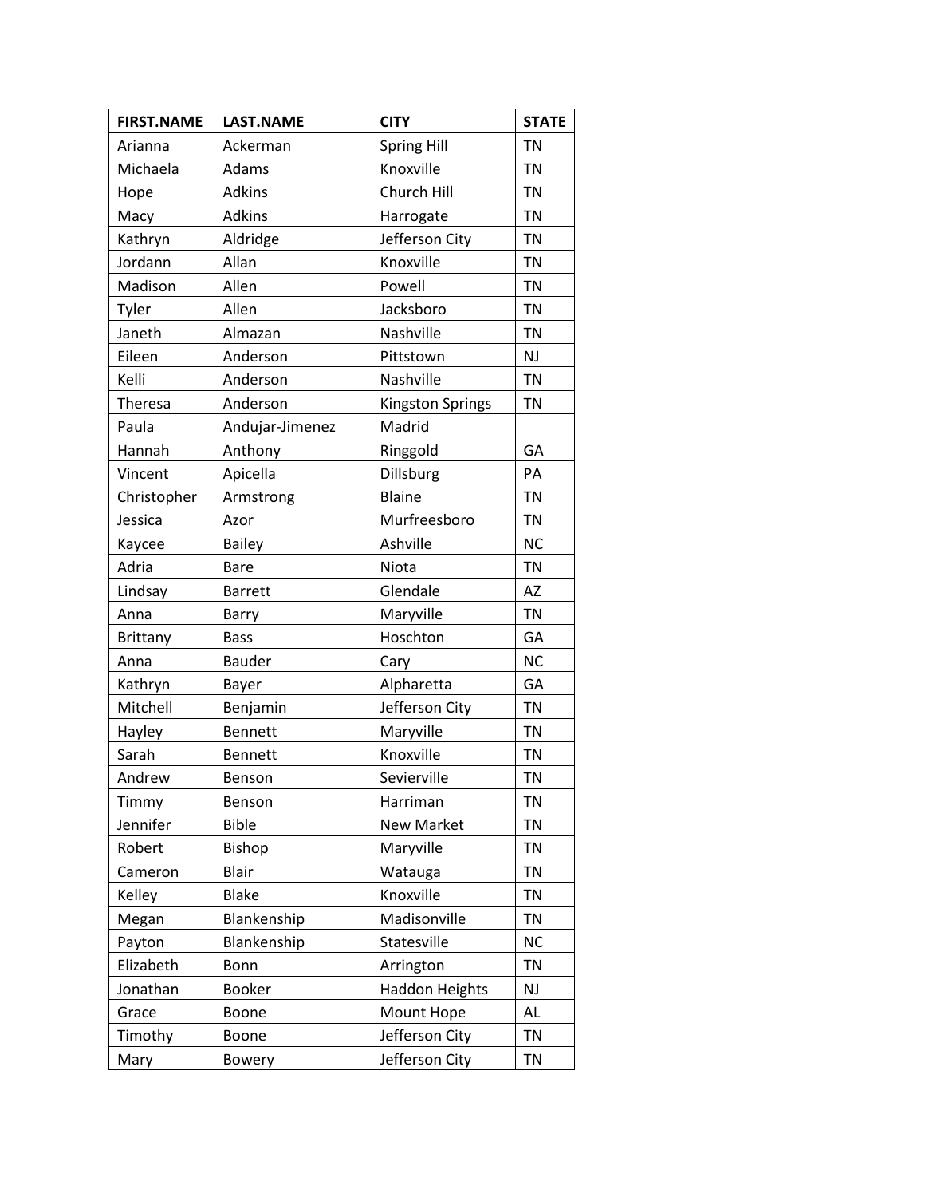| FIRST.NAME | LAST.NAME | CITY | STATE |
| --- | --- | --- | --- |
| Arianna | Ackerman | Spring Hill | TN |
| Michaela | Adams | Knoxville | TN |
| Hope | Adkins | Church Hill | TN |
| Macy | Adkins | Harrogate | TN |
| Kathryn | Aldridge | Jefferson City | TN |
| Jordann | Allan | Knoxville | TN |
| Madison | Allen | Powell | TN |
| Tyler | Allen | Jacksboro | TN |
| Janeth | Almazan | Nashville | TN |
| Eileen | Anderson | Pittstown | NJ |
| Kelli | Anderson | Nashville | TN |
| Theresa | Anderson | Kingston Springs | TN |
| Paula | Andujar-Jimenez | Madrid | |
| Hannah | Anthony | Ringgold | GA |
| Vincent | Apicella | Dillsburg | PA |
| Christopher | Armstrong | Blaine | TN |
| Jessica | Azor | Murfreesboro | TN |
| Kaycee | Bailey | Ashville | NC |
| Adria | Bare | Niota | TN |
| Lindsay | Barrett | Glendale | AZ |
| Anna | Barry | Maryville | TN |
| Brittany | Bass | Hoschton | GA |
| Anna | Bauder | Cary | NC |
| Kathryn | Bayer | Alpharetta | GA |
| Mitchell | Benjamin | Jefferson City | TN |
| Hayley | Bennett | Maryville | TN |
| Sarah | Bennett | Knoxville | TN |
| Andrew | Benson | Sevierville | TN |
| Timmy | Benson | Harriman | TN |
| Jennifer | Bible | New Market | TN |
| Robert | Bishop | Maryville | TN |
| Cameron | Blair | Watauga | TN |
| Kelley | Blake | Knoxville | TN |
| Megan | Blankenship | Madisonville | TN |
| Payton | Blankenship | Statesville | NC |
| Elizabeth | Bonn | Arrington | TN |
| Jonathan | Booker | Haddon Heights | NJ |
| Grace | Boone | Mount Hope | AL |
| Timothy | Boone | Jefferson City | TN |
| Mary | Bowery | Jefferson City | TN |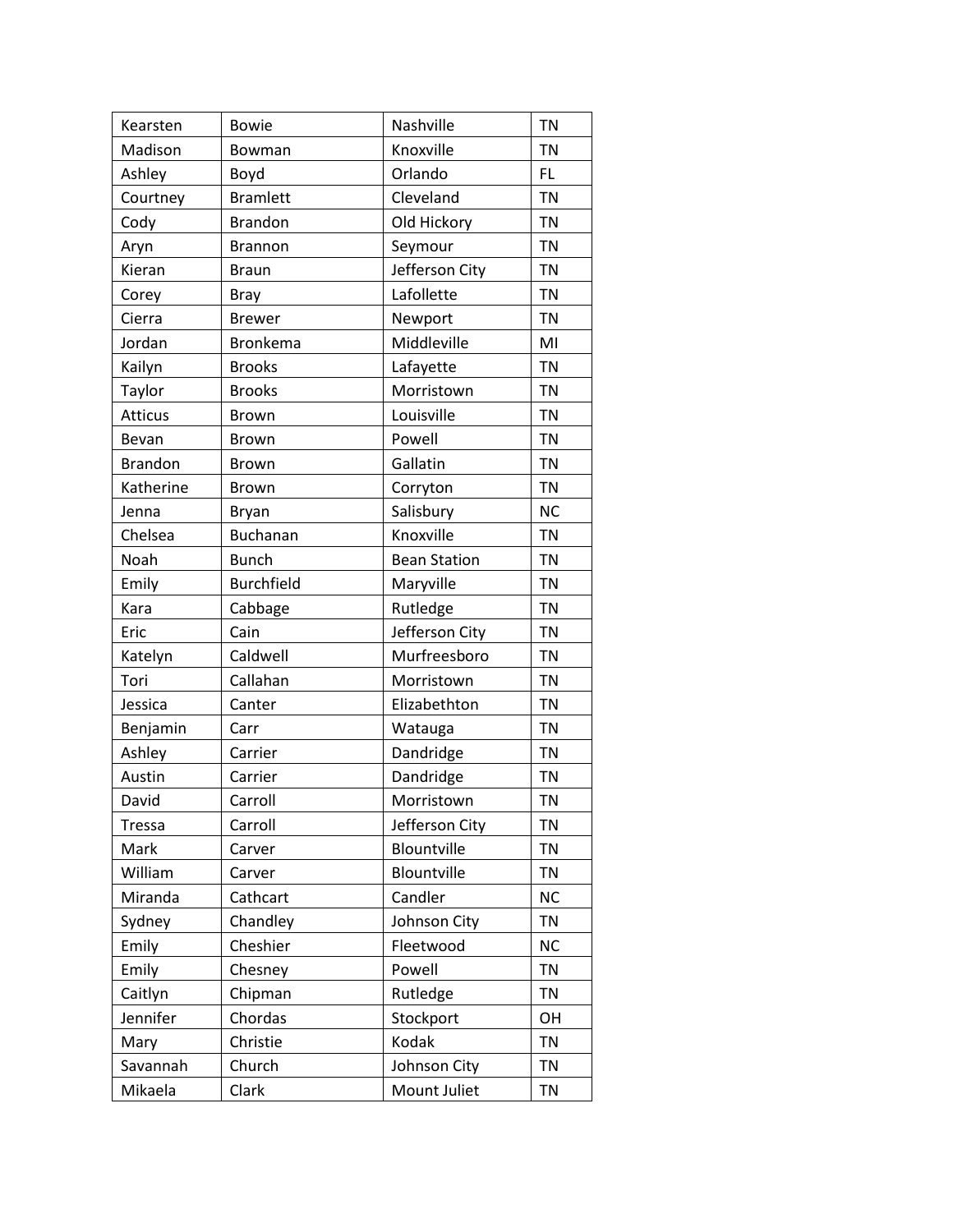| Kearsten | Bowie | Nashville | TN |
|---|---|---|---|
| Madison | Bowman | Knoxville | TN |
| Ashley | Boyd | Orlando | FL |
| Courtney | Bramlett | Cleveland | TN |
| Cody | Brandon | Old Hickory | TN |
| Aryn | Brannon | Seymour | TN |
| Kieran | Braun | Jefferson City | TN |
| Corey | Bray | Lafollette | TN |
| Cierra | Brewer | Newport | TN |
| Jordan | Bronkema | Middleville | MI |
| Kailyn | Brooks | Lafayette | TN |
| Taylor | Brooks | Morristown | TN |
| Atticus | Brown | Louisville | TN |
| Bevan | Brown | Powell | TN |
| Brandon | Brown | Gallatin | TN |
| Katherine | Brown | Corryton | TN |
| Jenna | Bryan | Salisbury | NC |
| Chelsea | Buchanan | Knoxville | TN |
| Noah | Bunch | Bean Station | TN |
| Emily | Burchfield | Maryville | TN |
| Kara | Cabbage | Rutledge | TN |
| Eric | Cain | Jefferson City | TN |
| Katelyn | Caldwell | Murfreesboro | TN |
| Tori | Callahan | Morristown | TN |
| Jessica | Canter | Elizabethton | TN |
| Benjamin | Carr | Watauga | TN |
| Ashley | Carrier | Dandridge | TN |
| Austin | Carrier | Dandridge | TN |
| David | Carroll | Morristown | TN |
| Tressa | Carroll | Jefferson City | TN |
| Mark | Carver | Blountville | TN |
| William | Carver | Blountville | TN |
| Miranda | Cathcart | Candler | NC |
| Sydney | Chandley | Johnson City | TN |
| Emily | Cheshier | Fleetwood | NC |
| Emily | Chesney | Powell | TN |
| Caitlyn | Chipman | Rutledge | TN |
| Jennifer | Chordas | Stockport | OH |
| Mary | Christie | Kodak | TN |
| Savannah | Church | Johnson City | TN |
| Mikaela | Clark | Mount Juliet | TN |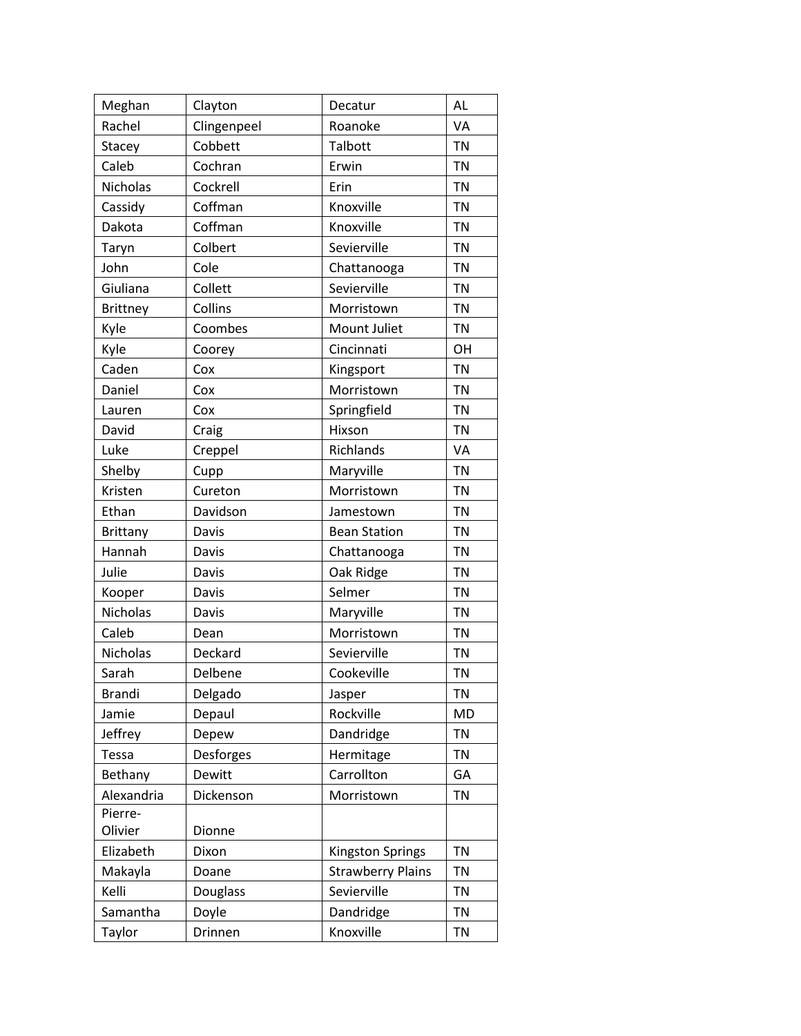| Meghan | Clayton | Decatur | AL |
|---|---|---|---|
| Rachel | Clingenpeel | Roanoke | VA |
| Stacey | Cobbett | Talbott | TN |
| Caleb | Cochran | Erwin | TN |
| Nicholas | Cockrell | Erin | TN |
| Cassidy | Coffman | Knoxville | TN |
| Dakota | Coffman | Knoxville | TN |
| Taryn | Colbert | Sevierville | TN |
| John | Cole | Chattanooga | TN |
| Giuliana | Collett | Sevierville | TN |
| Brittney | Collins | Morristown | TN |
| Kyle | Coombes | Mount Juliet | TN |
| Kyle | Coorey | Cincinnati | OH |
| Caden | Cox | Kingsport | TN |
| Daniel | Cox | Morristown | TN |
| Lauren | Cox | Springfield | TN |
| David | Craig | Hixson | TN |
| Luke | Creppel | Richlands | VA |
| Shelby | Cupp | Maryville | TN |
| Kristen | Cureton | Morristown | TN |
| Ethan | Davidson | Jamestown | TN |
| Brittany | Davis | Bean Station | TN |
| Hannah | Davis | Chattanooga | TN |
| Julie | Davis | Oak Ridge | TN |
| Kooper | Davis | Selmer | TN |
| Nicholas | Davis | Maryville | TN |
| Caleb | Dean | Morristown | TN |
| Nicholas | Deckard | Sevierville | TN |
| Sarah | Delbene | Cookeville | TN |
| Brandi | Delgado | Jasper | TN |
| Jamie | Depaul | Rockville | MD |
| Jeffrey | Depew | Dandridge | TN |
| Tessa | Desforges | Hermitage | TN |
| Bethany | Dewitt | Carrollton | GA |
| Alexandria | Dickenson | Morristown | TN |
| Pierre-Olivier | Dionne | | |
| Elizabeth | Dixon | Kingston Springs | TN |
| Makayla | Doane | Strawberry Plains | TN |
| Kelli | Douglass | Sevierville | TN |
| Samantha | Doyle | Dandridge | TN |
| Taylor | Drinnen | Knoxville | TN |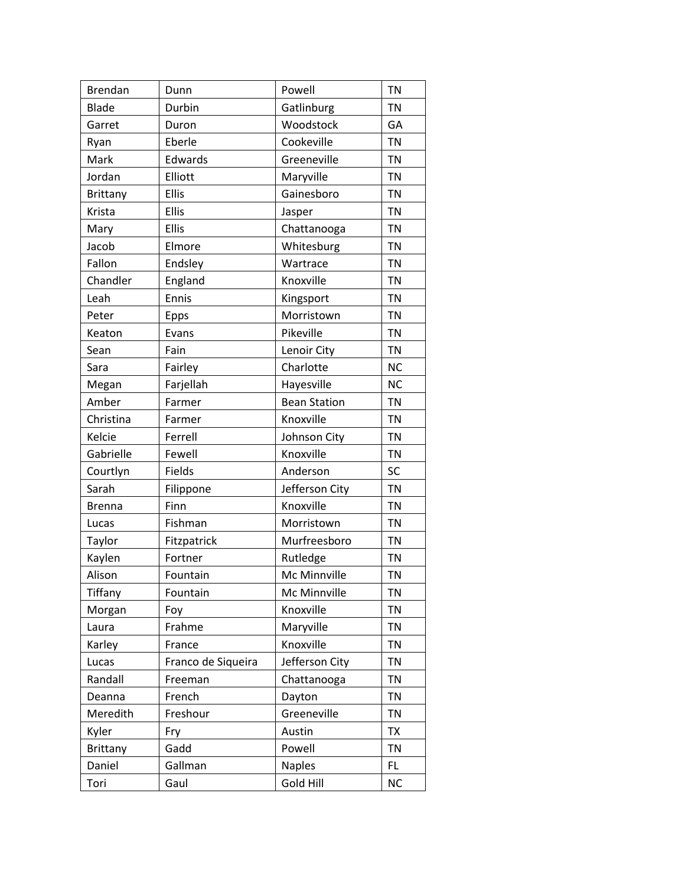| | | | |
|---|---|---|---|
| Brendan | Dunn | Powell | TN |
| Blade | Durbin | Gatlinburg | TN |
| Garret | Duron | Woodstock | GA |
| Ryan | Eberle | Cookeville | TN |
| Mark | Edwards | Greeneville | TN |
| Jordan | Elliott | Maryville | TN |
| Brittany | Ellis | Gainesboro | TN |
| Krista | Ellis | Jasper | TN |
| Mary | Ellis | Chattanooga | TN |
| Jacob | Elmore | Whitesburg | TN |
| Fallon | Endsley | Wartrace | TN |
| Chandler | England | Knoxville | TN |
| Leah | Ennis | Kingsport | TN |
| Peter | Epps | Morristown | TN |
| Keaton | Evans | Pikeville | TN |
| Sean | Fain | Lenoir City | TN |
| Sara | Fairley | Charlotte | NC |
| Megan | Farjellah | Hayesville | NC |
| Amber | Farmer | Bean Station | TN |
| Christina | Farmer | Knoxville | TN |
| Kelcie | Ferrell | Johnson City | TN |
| Gabrielle | Fewell | Knoxville | TN |
| Courtlyn | Fields | Anderson | SC |
| Sarah | Filippone | Jefferson City | TN |
| Brenna | Finn | Knoxville | TN |
| Lucas | Fishman | Morristown | TN |
| Taylor | Fitzpatrick | Murfreesboro | TN |
| Kaylen | Fortner | Rutledge | TN |
| Alison | Fountain | Mc Minnville | TN |
| Tiffany | Fountain | Mc Minnville | TN |
| Morgan | Foy | Knoxville | TN |
| Laura | Frahme | Maryville | TN |
| Karley | France | Knoxville | TN |
| Lucas | Franco de Siqueira | Jefferson City | TN |
| Randall | Freeman | Chattanooga | TN |
| Deanna | French | Dayton | TN |
| Meredith | Freshour | Greeneville | TN |
| Kyler | Fry | Austin | TX |
| Brittany | Gadd | Powell | TN |
| Daniel | Gallman | Naples | FL |
| Tori | Gaul | Gold Hill | NC |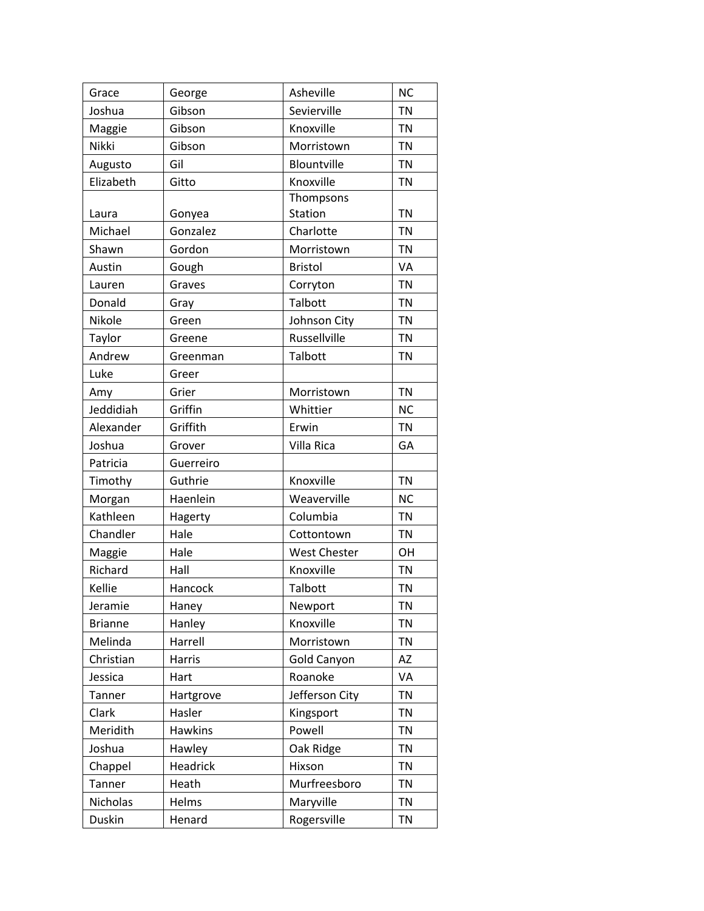| Grace | George | Asheville | NC |
|---|---|---|---|
| Joshua | Gibson | Sevierville | TN |
| Maggie | Gibson | Knoxville | TN |
| Nikki | Gibson | Morristown | TN |
| Augusto | Gil | Blountville | TN |
| Elizabeth | Gitto | Knoxville | TN |
| Laura | Gonyea | Thompsons Station | TN |
| Michael | Gonzalez | Charlotte | TN |
| Shawn | Gordon | Morristown | TN |
| Austin | Gough | Bristol | VA |
| Lauren | Graves | Corryton | TN |
| Donald | Gray | Talbott | TN |
| Nikole | Green | Johnson City | TN |
| Taylor | Greene | Russellville | TN |
| Andrew | Greenman | Talbott | TN |
| Luke | Greer | | |
| Amy | Grier | Morristown | TN |
| Jeddidiah | Griffin | Whittier | NC |
| Alexander | Griffith | Erwin | TN |
| Joshua | Grover | Villa Rica | GA |
| Patricia | Guerreiro | | |
| Timothy | Guthrie | Knoxville | TN |
| Morgan | Haenlein | Weaverville | NC |
| Kathleen | Hagerty | Columbia | TN |
| Chandler | Hale | Cottontown | TN |
| Maggie | Hale | West Chester | OH |
| Richard | Hall | Knoxville | TN |
| Kellie | Hancock | Talbott | TN |
| Jeramie | Haney | Newport | TN |
| Brianne | Hanley | Knoxville | TN |
| Melinda | Harrell | Morristown | TN |
| Christian | Harris | Gold Canyon | AZ |
| Jessica | Hart | Roanoke | VA |
| Tanner | Hartgrove | Jefferson City | TN |
| Clark | Hasler | Kingsport | TN |
| Meridith | Hawkins | Powell | TN |
| Joshua | Hawley | Oak Ridge | TN |
| Chappel | Headrick | Hixson | TN |
| Tanner | Heath | Murfreesboro | TN |
| Nicholas | Helms | Maryville | TN |
| Duskin | Henard | Rogersville | TN |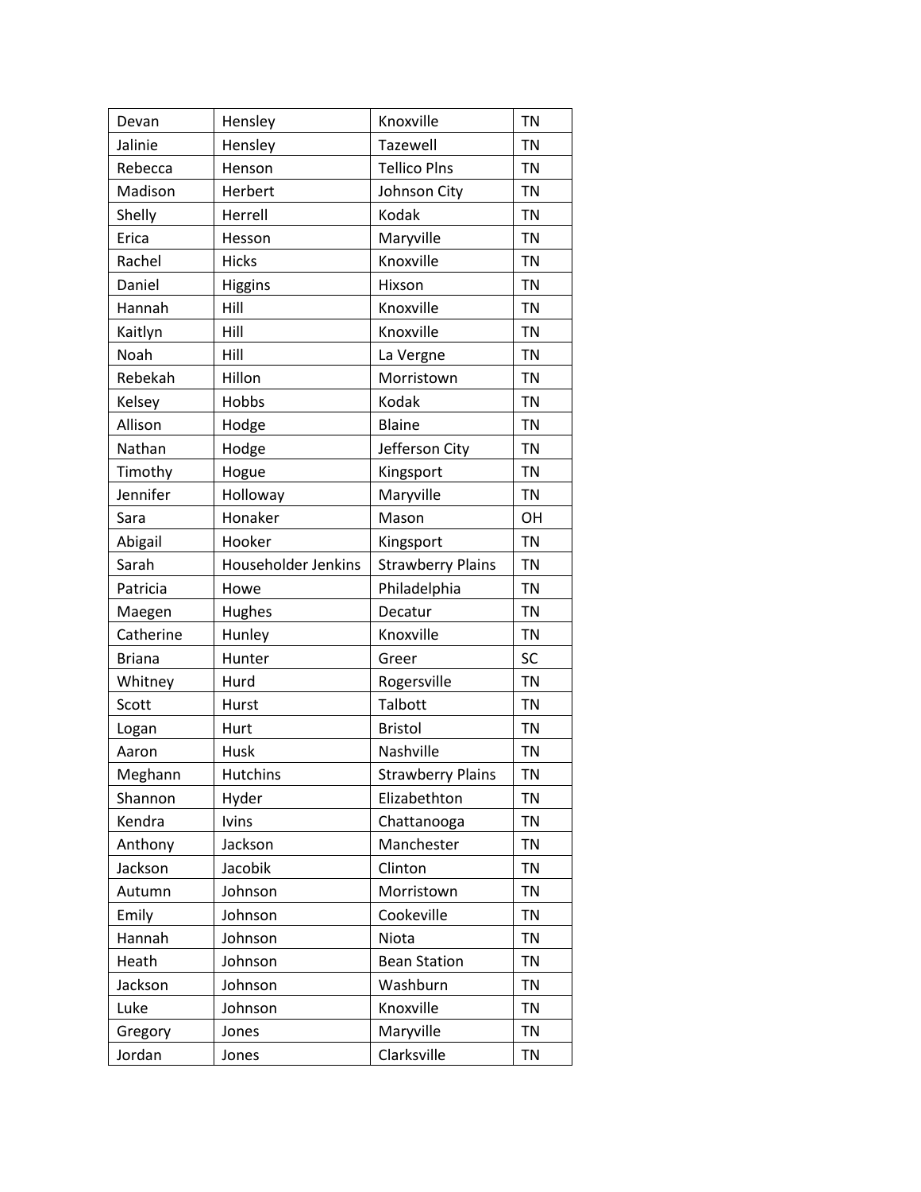| Devan | Hensley | Knoxville | TN |
|---|---|---|---|
| Jalinie | Hensley | Tazewell | TN |
| Rebecca | Henson | Tellico Plns | TN |
| Madison | Herbert | Johnson City | TN |
| Shelly | Herrell | Kodak | TN |
| Erica | Hesson | Maryville | TN |
| Rachel | Hicks | Knoxville | TN |
| Daniel | Higgins | Hixson | TN |
| Hannah | Hill | Knoxville | TN |
| Kaitlyn | Hill | Knoxville | TN |
| Noah | Hill | La Vergne | TN |
| Rebekah | Hillon | Morristown | TN |
| Kelsey | Hobbs | Kodak | TN |
| Allison | Hodge | Blaine | TN |
| Nathan | Hodge | Jefferson City | TN |
| Timothy | Hogue | Kingsport | TN |
| Jennifer | Holloway | Maryville | TN |
| Sara | Honaker | Mason | OH |
| Abigail | Hooker | Kingsport | TN |
| Sarah | Householder Jenkins | Strawberry Plains | TN |
| Patricia | Howe | Philadelphia | TN |
| Maegen | Hughes | Decatur | TN |
| Catherine | Hunley | Knoxville | TN |
| Briana | Hunter | Greer | SC |
| Whitney | Hurd | Rogersville | TN |
| Scott | Hurst | Talbott | TN |
| Logan | Hurt | Bristol | TN |
| Aaron | Husk | Nashville | TN |
| Meghann | Hutchins | Strawberry Plains | TN |
| Shannon | Hyder | Elizabethton | TN |
| Kendra | Ivins | Chattanooga | TN |
| Anthony | Jackson | Manchester | TN |
| Jackson | Jacobik | Clinton | TN |
| Autumn | Johnson | Morristown | TN |
| Emily | Johnson | Cookeville | TN |
| Hannah | Johnson | Niota | TN |
| Heath | Johnson | Bean Station | TN |
| Jackson | Johnson | Washburn | TN |
| Luke | Johnson | Knoxville | TN |
| Gregory | Jones | Maryville | TN |
| Jordan | Jones | Clarksville | TN |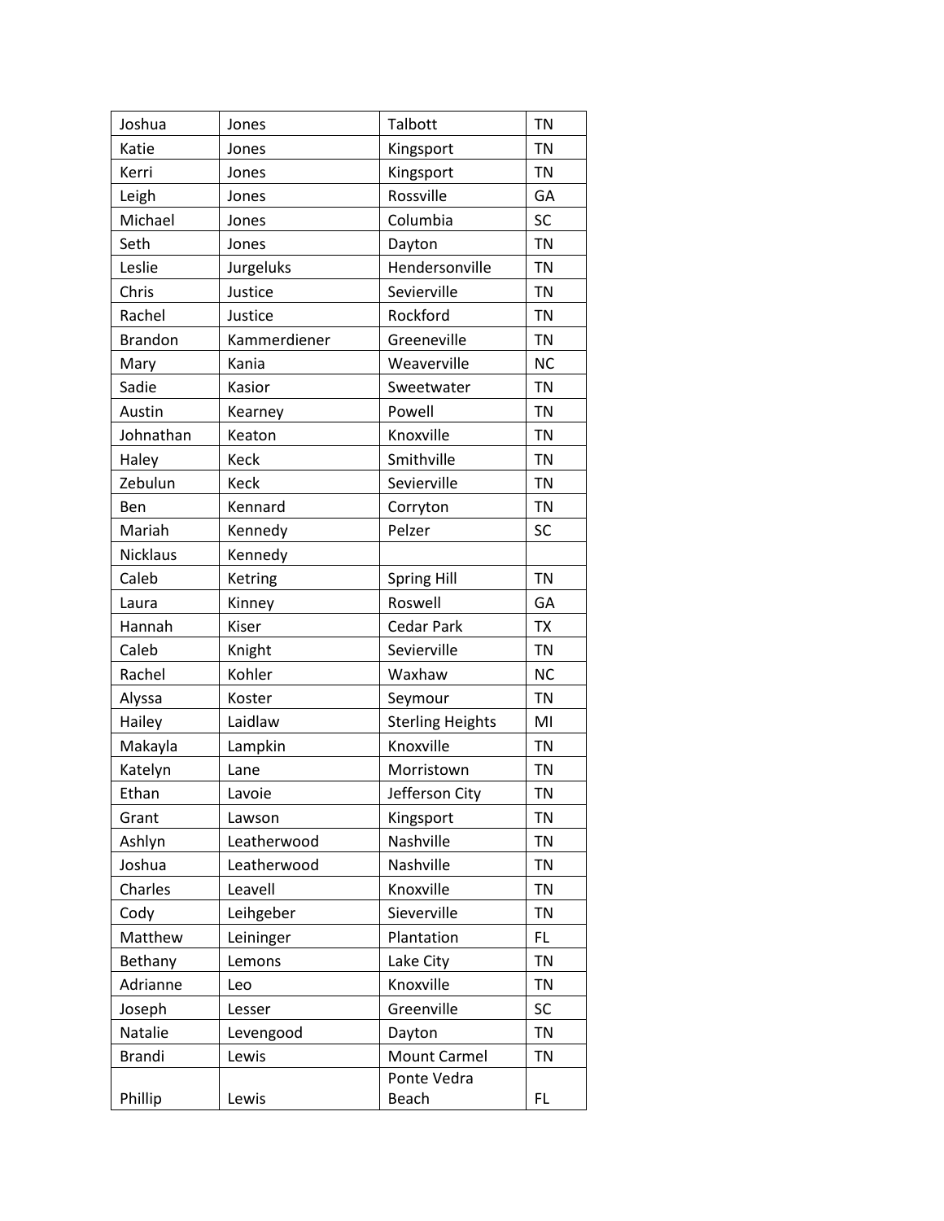| | | | |
|---|---|---|---|
| Joshua | Jones | Talbott | TN |
| Katie | Jones | Kingsport | TN |
| Kerri | Jones | Kingsport | TN |
| Leigh | Jones | Rossville | GA |
| Michael | Jones | Columbia | SC |
| Seth | Jones | Dayton | TN |
| Leslie | Jurgeluks | Hendersonville | TN |
| Chris | Justice | Sevierville | TN |
| Rachel | Justice | Rockford | TN |
| Brandon | Kammerdiener | Greeneville | TN |
| Mary | Kania | Weaverville | NC |
| Sadie | Kasior | Sweetwater | TN |
| Austin | Kearney | Powell | TN |
| Johnathan | Keaton | Knoxville | TN |
| Haley | Keck | Smithville | TN |
| Zebulun | Keck | Sevierville | TN |
| Ben | Kennard | Corryton | TN |
| Mariah | Kennedy | Pelzer | SC |
| Nicklaus | Kennedy | | |
| Caleb | Ketring | Spring Hill | TN |
| Laura | Kinney | Roswell | GA |
| Hannah | Kiser | Cedar Park | TX |
| Caleb | Knight | Sevierville | TN |
| Rachel | Kohler | Waxhaw | NC |
| Alyssa | Koster | Seymour | TN |
| Hailey | Laidlaw | Sterling Heights | MI |
| Makayla | Lampkin | Knoxville | TN |
| Katelyn | Lane | Morristown | TN |
| Ethan | Lavoie | Jefferson City | TN |
| Grant | Lawson | Kingsport | TN |
| Ashlyn | Leatherwood | Nashville | TN |
| Joshua | Leatherwood | Nashville | TN |
| Charles | Leavell | Knoxville | TN |
| Cody | Leihgeber | Sieverville | TN |
| Matthew | Leininger | Plantation | FL |
| Bethany | Lemons | Lake City | TN |
| Adrianne | Leo | Knoxville | TN |
| Joseph | Lesser | Greenville | SC |
| Natalie | Levengood | Dayton | TN |
| Brandi | Lewis | Mount Carmel | TN |
| Phillip | Lewis | Ponte Vedra Beach | FL |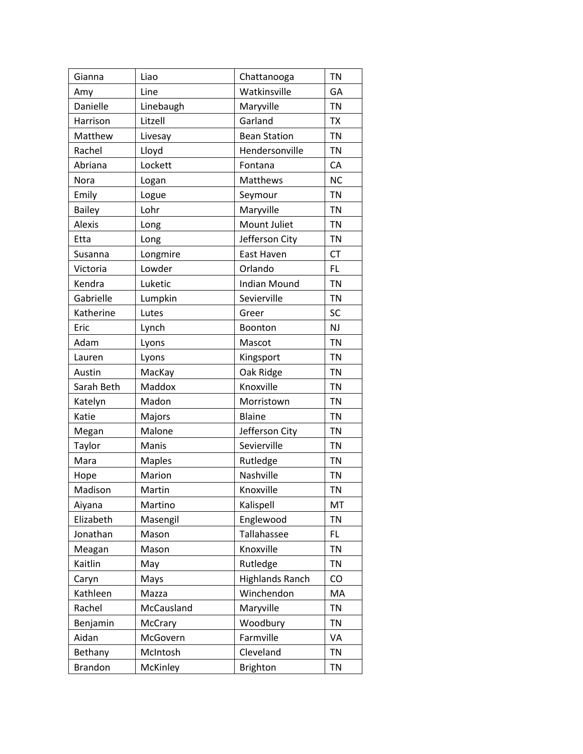| Gianna | Liao | Chattanooga | TN |
|---|---|---|---|
| Amy | Line | Watkinsville | GA |
| Danielle | Linebaugh | Maryville | TN |
| Harrison | Litzell | Garland | TX |
| Matthew | Livesay | Bean Station | TN |
| Rachel | Lloyd | Hendersonville | TN |
| Abriana | Lockett | Fontana | CA |
| Nora | Logan | Matthews | NC |
| Emily | Logue | Seymour | TN |
| Bailey | Lohr | Maryville | TN |
| Alexis | Long | Mount Juliet | TN |
| Etta | Long | Jefferson City | TN |
| Susanna | Longmire | East Haven | CT |
| Victoria | Lowder | Orlando | FL |
| Kendra | Luketic | Indian Mound | TN |
| Gabrielle | Lumpkin | Sevierville | TN |
| Katherine | Lutes | Greer | SC |
| Eric | Lynch | Boonton | NJ |
| Adam | Lyons | Mascot | TN |
| Lauren | Lyons | Kingsport | TN |
| Austin | MacKay | Oak Ridge | TN |
| Sarah Beth | Maddox | Knoxville | TN |
| Katelyn | Madon | Morristown | TN |
| Katie | Majors | Blaine | TN |
| Megan | Malone | Jefferson City | TN |
| Taylor | Manis | Sevierville | TN |
| Mara | Maples | Rutledge | TN |
| Hope | Marion | Nashville | TN |
| Madison | Martin | Knoxville | TN |
| Aiyana | Martino | Kalispell | MT |
| Elizabeth | Masengil | Englewood | TN |
| Jonathan | Mason | Tallahassee | FL |
| Meagan | Mason | Knoxville | TN |
| Kaitlin | May | Rutledge | TN |
| Caryn | Mays | Highlands Ranch | CO |
| Kathleen | Mazza | Winchendon | MA |
| Rachel | McCausland | Maryville | TN |
| Benjamin | McCrary | Woodbury | TN |
| Aidan | McGovern | Farmville | VA |
| Bethany | McIntosh | Cleveland | TN |
| Brandon | McKinley | Brighton | TN |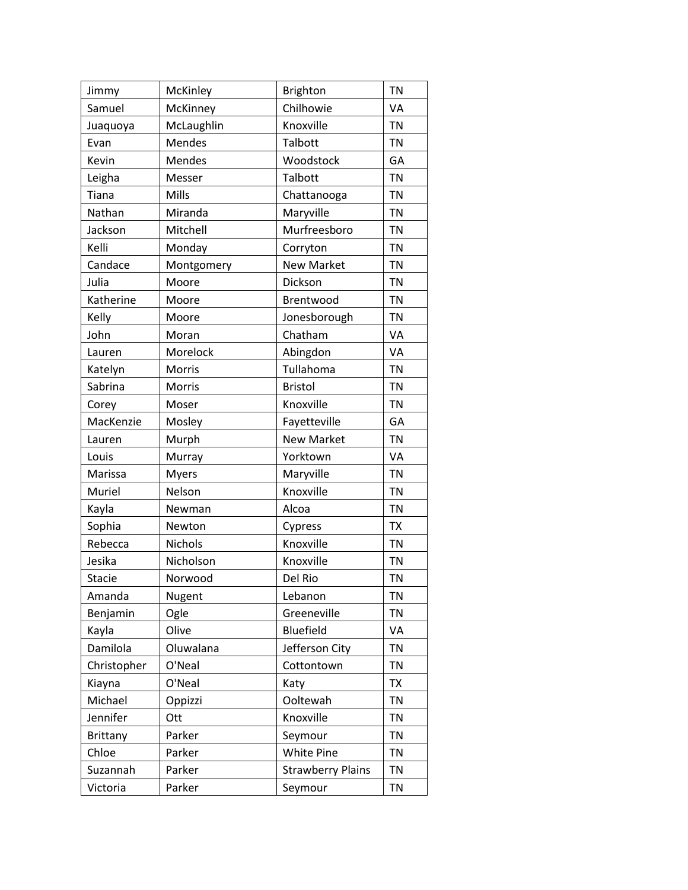| Jimmy | McKinley | Brighton | TN |
|---|---|---|---|
| Samuel | McKinney | Chilhowie | VA |
| Juaquoya | McLaughlin | Knoxville | TN |
| Evan | Mendes | Talbott | TN |
| Kevin | Mendes | Woodstock | GA |
| Leigha | Messer | Talbott | TN |
| Tiana | Mills | Chattanooga | TN |
| Nathan | Miranda | Maryville | TN |
| Jackson | Mitchell | Murfreesboro | TN |
| Kelli | Monday | Corryton | TN |
| Candace | Montgomery | New Market | TN |
| Julia | Moore | Dickson | TN |
| Katherine | Moore | Brentwood | TN |
| Kelly | Moore | Jonesborough | TN |
| John | Moran | Chatham | VA |
| Lauren | Morelock | Abingdon | VA |
| Katelyn | Morris | Tullahoma | TN |
| Sabrina | Morris | Bristol | TN |
| Corey | Moser | Knoxville | TN |
| MacKenzie | Mosley | Fayetteville | GA |
| Lauren | Murph | New Market | TN |
| Louis | Murray | Yorktown | VA |
| Marissa | Myers | Maryville | TN |
| Muriel | Nelson | Knoxville | TN |
| Kayla | Newman | Alcoa | TN |
| Sophia | Newton | Cypress | TX |
| Rebecca | Nichols | Knoxville | TN |
| Jesika | Nicholson | Knoxville | TN |
| Stacie | Norwood | Del Rio | TN |
| Amanda | Nugent | Lebanon | TN |
| Benjamin | Ogle | Greeneville | TN |
| Kayla | Olive | Bluefield | VA |
| Damilola | Oluwalana | Jefferson City | TN |
| Christopher | O'Neal | Cottontown | TN |
| Kiayna | O'Neal | Katy | TX |
| Michael | Oppizzi | Ooltewah | TN |
| Jennifer | Ott | Knoxville | TN |
| Brittany | Parker | Seymour | TN |
| Chloe | Parker | White Pine | TN |
| Suzannah | Parker | Strawberry Plains | TN |
| Victoria | Parker | Seymour | TN |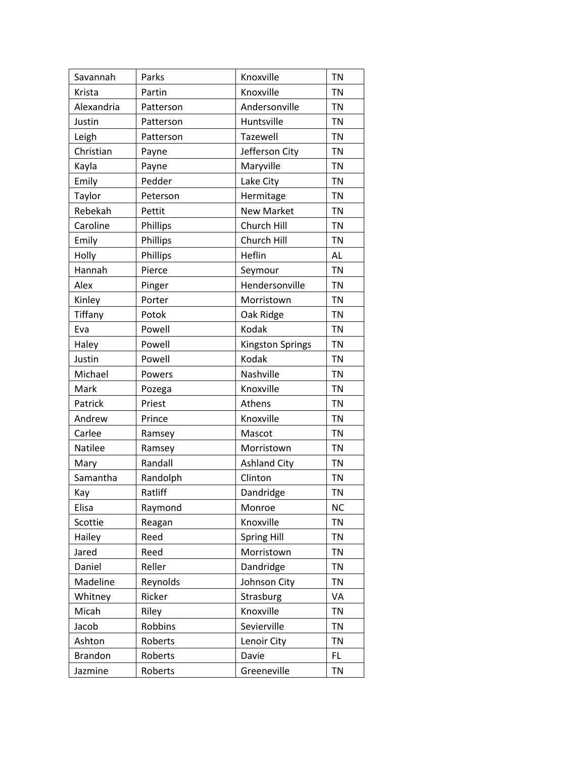| Savannah | Parks | Knoxville | TN |
|---|---|---|---|
| Krista | Partin | Knoxville | TN |
| Alexandria | Patterson | Andersonville | TN |
| Justin | Patterson | Huntsville | TN |
| Leigh | Patterson | Tazewell | TN |
| Christian | Payne | Jefferson City | TN |
| Kayla | Payne | Maryville | TN |
| Emily | Pedder | Lake City | TN |
| Taylor | Peterson | Hermitage | TN |
| Rebekah | Pettit | New Market | TN |
| Caroline | Phillips | Church Hill | TN |
| Emily | Phillips | Church Hill | TN |
| Holly | Phillips | Heflin | AL |
| Hannah | Pierce | Seymour | TN |
| Alex | Pinger | Hendersonville | TN |
| Kinley | Porter | Morristown | TN |
| Tiffany | Potok | Oak Ridge | TN |
| Eva | Powell | Kodak | TN |
| Haley | Powell | Kingston Springs | TN |
| Justin | Powell | Kodak | TN |
| Michael | Powers | Nashville | TN |
| Mark | Pozega | Knoxville | TN |
| Patrick | Priest | Athens | TN |
| Andrew | Prince | Knoxville | TN |
| Carlee | Ramsey | Mascot | TN |
| Natilee | Ramsey | Morristown | TN |
| Mary | Randall | Ashland City | TN |
| Samantha | Randolph | Clinton | TN |
| Kay | Ratliff | Dandridge | TN |
| Elisa | Raymond | Monroe | NC |
| Scottie | Reagan | Knoxville | TN |
| Hailey | Reed | Spring Hill | TN |
| Jared | Reed | Morristown | TN |
| Daniel | Reller | Dandridge | TN |
| Madeline | Reynolds | Johnson City | TN |
| Whitney | Ricker | Strasburg | VA |
| Micah | Riley | Knoxville | TN |
| Jacob | Robbins | Sevierville | TN |
| Ashton | Roberts | Lenoir City | TN |
| Brandon | Roberts | Davie | FL |
| Jazmine | Roberts | Greeneville | TN |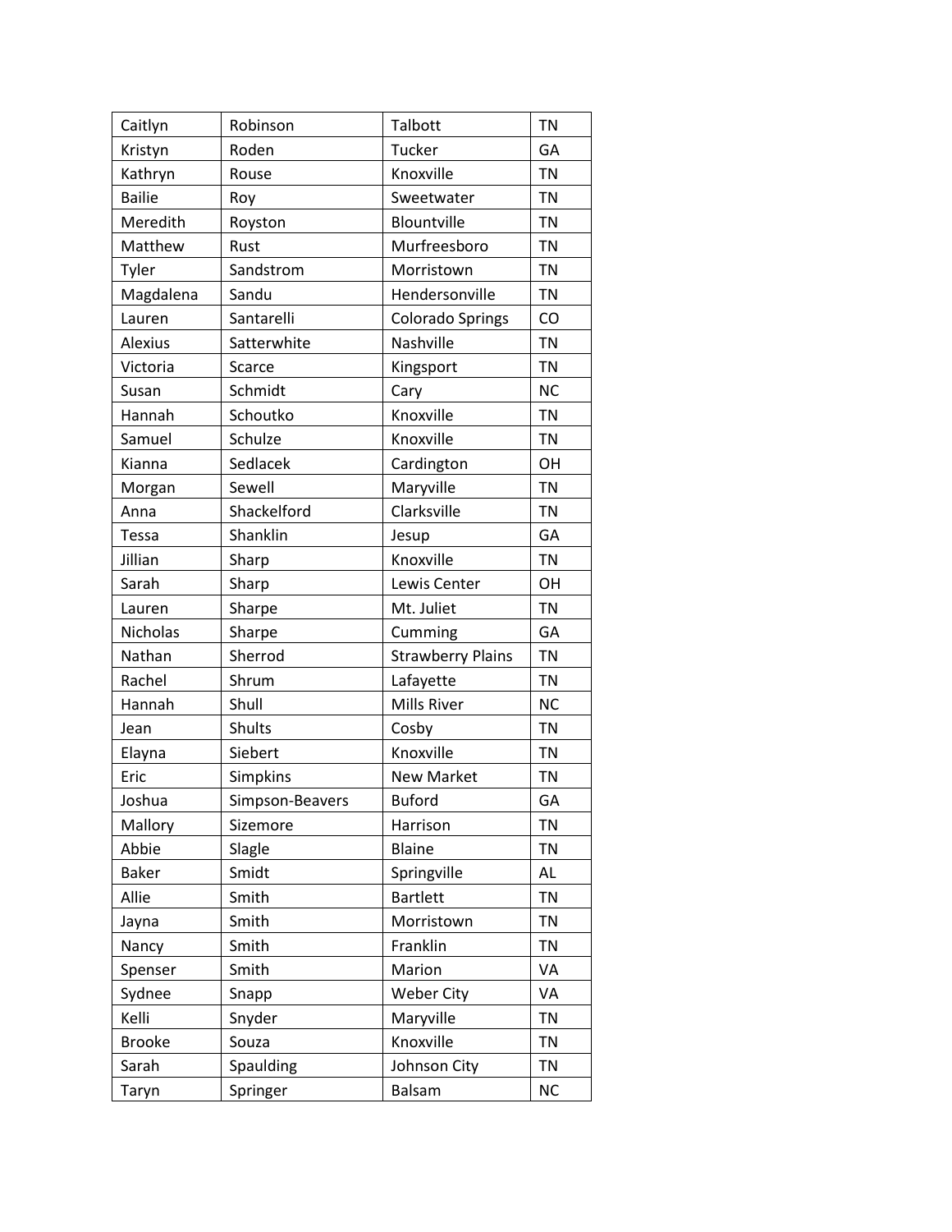| Caitlyn | Robinson | Talbott | TN |
|---|---|---|---|
| Kristyn | Roden | Tucker | GA |
| Kathryn | Rouse | Knoxville | TN |
| Bailie | Roy | Sweetwater | TN |
| Meredith | Royston | Blountville | TN |
| Matthew | Rust | Murfreesboro | TN |
| Tyler | Sandstrom | Morristown | TN |
| Magdalena | Sandu | Hendersonville | TN |
| Lauren | Santarelli | Colorado Springs | CO |
| Alexius | Satterwhite | Nashville | TN |
| Victoria | Scarce | Kingsport | TN |
| Susan | Schmidt | Cary | NC |
| Hannah | Schoutko | Knoxville | TN |
| Samuel | Schulze | Knoxville | TN |
| Kianna | Sedlacek | Cardington | OH |
| Morgan | Sewell | Maryville | TN |
| Anna | Shackelford | Clarksville | TN |
| Tessa | Shanklin | Jesup | GA |
| Jillian | Sharp | Knoxville | TN |
| Sarah | Sharp | Lewis Center | OH |
| Lauren | Sharpe | Mt. Juliet | TN |
| Nicholas | Sharpe | Cumming | GA |
| Nathan | Sherrod | Strawberry Plains | TN |
| Rachel | Shrum | Lafayette | TN |
| Hannah | Shull | Mills River | NC |
| Jean | Shults | Cosby | TN |
| Elayna | Siebert | Knoxville | TN |
| Eric | Simpkins | New Market | TN |
| Joshua | Simpson-Beavers | Buford | GA |
| Mallory | Sizemore | Harrison | TN |
| Abbie | Slagle | Blaine | TN |
| Baker | Smidt | Springville | AL |
| Allie | Smith | Bartlett | TN |
| Jayna | Smith | Morristown | TN |
| Nancy | Smith | Franklin | TN |
| Spenser | Smith | Marion | VA |
| Sydnee | Snapp | Weber City | VA |
| Kelli | Snyder | Maryville | TN |
| Brooke | Souza | Knoxville | TN |
| Sarah | Spaulding | Johnson City | TN |
| Taryn | Springer | Balsam | NC |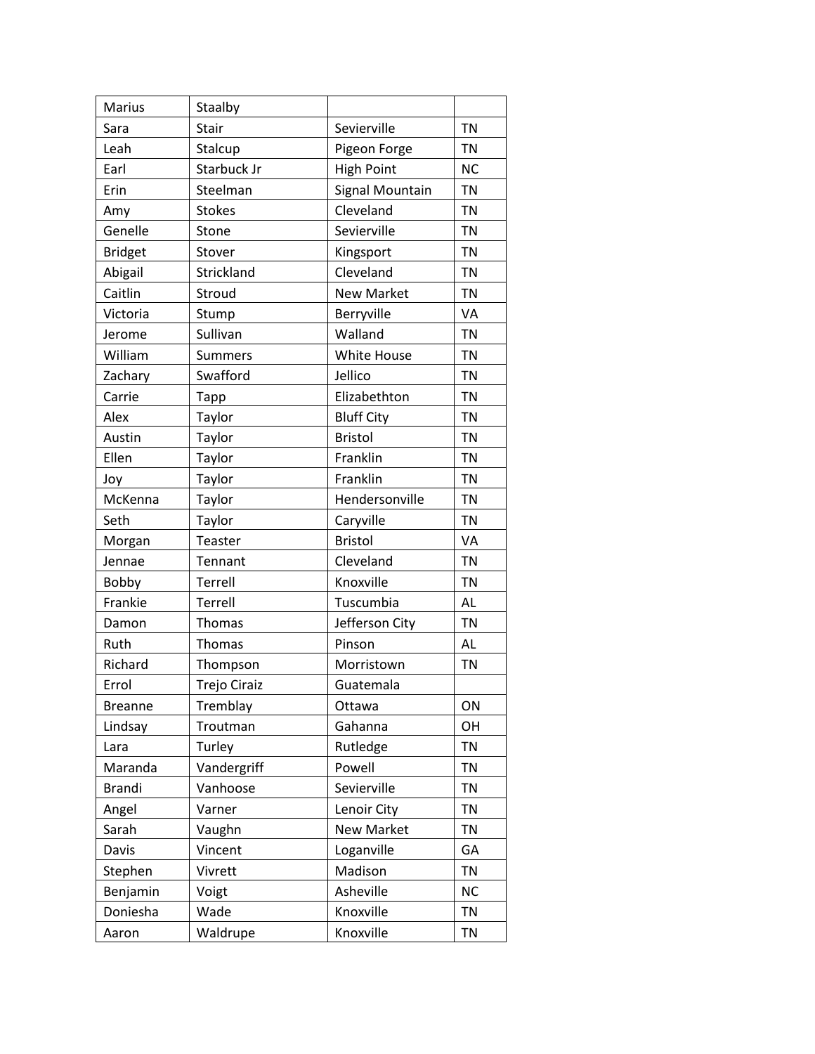| | | | |
|---|---|---|---|
| Marius | Staalby | | |
| Sara | Stair | Sevierville | TN |
| Leah | Stalcup | Pigeon Forge | TN |
| Earl | Starbuck Jr | High Point | NC |
| Erin | Steelman | Signal Mountain | TN |
| Amy | Stokes | Cleveland | TN |
| Genelle | Stone | Sevierville | TN |
| Bridget | Stover | Kingsport | TN |
| Abigail | Strickland | Cleveland | TN |
| Caitlin | Stroud | New Market | TN |
| Victoria | Stump | Berryville | VA |
| Jerome | Sullivan | Walland | TN |
| William | Summers | White House | TN |
| Zachary | Swafford | Jellico | TN |
| Carrie | Tapp | Elizabethton | TN |
| Alex | Taylor | Bluff City | TN |
| Austin | Taylor | Bristol | TN |
| Ellen | Taylor | Franklin | TN |
| Joy | Taylor | Franklin | TN |
| McKenna | Taylor | Hendersonville | TN |
| Seth | Taylor | Caryville | TN |
| Morgan | Teaster | Bristol | VA |
| Jennae | Tennant | Cleveland | TN |
| Bobby | Terrell | Knoxville | TN |
| Frankie | Terrell | Tuscumbia | AL |
| Damon | Thomas | Jefferson City | TN |
| Ruth | Thomas | Pinson | AL |
| Richard | Thompson | Morristown | TN |
| Errol | Trejo Ciraiz | Guatemala | |
| Breanne | Tremblay | Ottawa | ON |
| Lindsay | Troutman | Gahanna | OH |
| Lara | Turley | Rutledge | TN |
| Maranda | Vandergriff | Powell | TN |
| Brandi | Vanhoose | Sevierville | TN |
| Angel | Varner | Lenoir City | TN |
| Sarah | Vaughn | New Market | TN |
| Davis | Vincent | Loganville | GA |
| Stephen | Vivrett | Madison | TN |
| Benjamin | Voigt | Asheville | NC |
| Doniesha | Wade | Knoxville | TN |
| Aaron | Waldrupe | Knoxville | TN |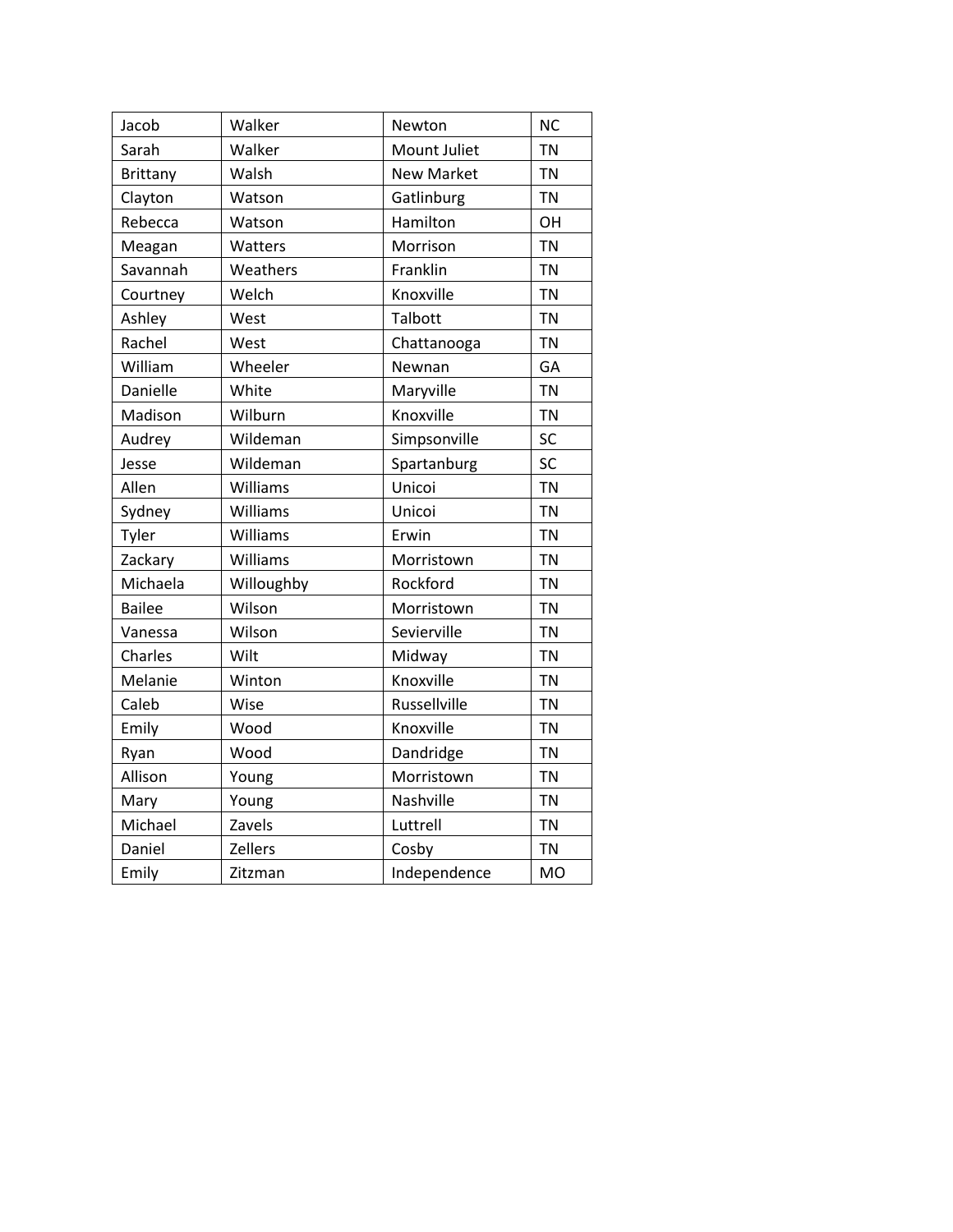| | | | |
|---|---|---|---|
| Jacob | Walker | Newton | NC |
| Sarah | Walker | Mount Juliet | TN |
| Brittany | Walsh | New Market | TN |
| Clayton | Watson | Gatlinburg | TN |
| Rebecca | Watson | Hamilton | OH |
| Meagan | Watters | Morrison | TN |
| Savannah | Weathers | Franklin | TN |
| Courtney | Welch | Knoxville | TN |
| Ashley | West | Talbott | TN |
| Rachel | West | Chattanooga | TN |
| William | Wheeler | Newnan | GA |
| Danielle | White | Maryville | TN |
| Madison | Wilburn | Knoxville | TN |
| Audrey | Wildeman | Simpsonville | SC |
| Jesse | Wildeman | Spartanburg | SC |
| Allen | Williams | Unicoi | TN |
| Sydney | Williams | Unicoi | TN |
| Tyler | Williams | Erwin | TN |
| Zackary | Williams | Morristown | TN |
| Michaela | Willoughby | Rockford | TN |
| Bailee | Wilson | Morristown | TN |
| Vanessa | Wilson | Sevierville | TN |
| Charles | Wilt | Midway | TN |
| Melanie | Winton | Knoxville | TN |
| Caleb | Wise | Russellville | TN |
| Emily | Wood | Knoxville | TN |
| Ryan | Wood | Dandridge | TN |
| Allison | Young | Morristown | TN |
| Mary | Young | Nashville | TN |
| Michael | Zavels | Luttrell | TN |
| Daniel | Zellers | Cosby | TN |
| Emily | Zitzman | Independence | MO |